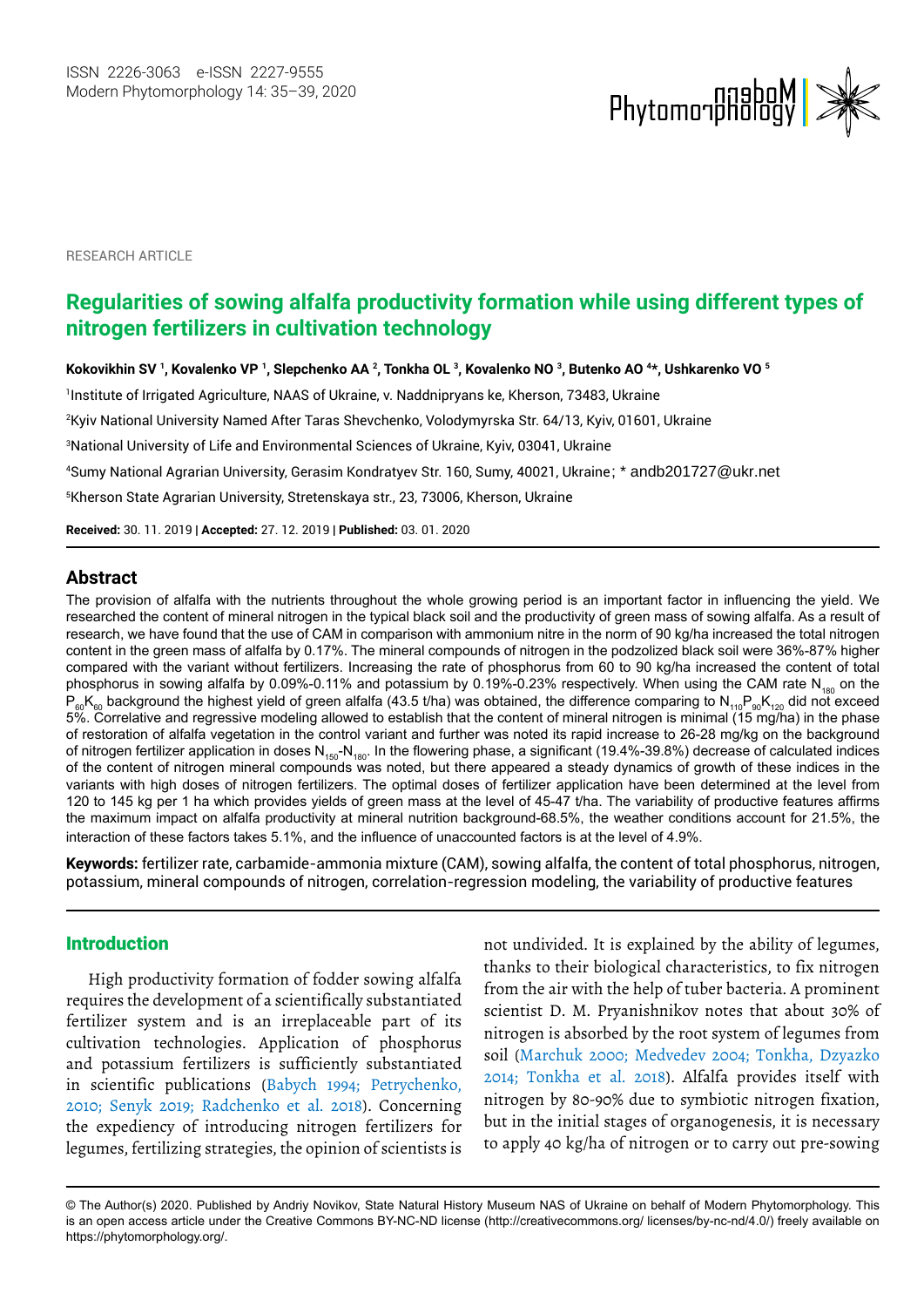RESEARCH ARTICLE

# Regularities of sowing alfalfa productivity formation while using different types of nitrogen fertilizers in cultivation technology

**Kokovikhin SV [1], Kovalenko VP [1], Slepchenko AA [2], Tonkha OL [3], Kovalenko NO [3], Butenko AO [4]*, Ushkarenko VO [5]**

[1]Institute of Irrigated Agriculture, NAAS of Ukraine, v. Naddnipryans ke, Kherson, 73483, Ukraine

[2]Kyiv National University Named After Taras Shevchenko, Volodymyrska Str. 64/13, Kyiv, 01601, Ukraine

[3]National University of Life and Environmental Sciences of Ukraine, Kyiv, 03041, Ukraine

[4]Sumy National Agrarian University, Gerasim Kondratyev Str. 160, Sumy, 40021, Ukraine; * andb201727@ukr.net

[5]Kherson State Agrarian University, Stretenskaya str., 23, 73006, Kherson, Ukraine

**Received:** 30. 11. 2019 | **Accepted:** 27. 12. 2019 | **Published:** 03. 01. 2020

## Abstract

The provision of alfalfa with the nutrients throughout the whole growing period is an important factor in influencing the yield. We researched the content of mineral nitrogen in the typical black soil and the productivity of green mass of sowing alfalfa. As a result of research, we have found that the use of CAM in comparison with ammonium nitre in the norm of 90 kg/ha increased the total nitrogen content in the green mass of alfalfa by 0.17%. The mineral compounds of nitrogen in the podzolized black soil were 36%-87% higher compared with the variant without fertilizers. Increasing the rate of phosphorus from 60 to 90 kg/ha increased the content of total phosphorus in sowing alfalfa by 0.09%-0.11% and potassium by 0.19%-0.23% respectively. When using the CAM rate $N_{180}$ on the $P_{60}K_{60}$ background the highest yield of green alfalfa (43.5 t/ha) was obtained, the difference comparing to $N_{110}P_{90}K_{120}$ did not exceed 5%. Correlative and regressive modeling allowed to establish that the content of mineral nitrogen is minimal (15 mg/ha) in the phase of restoration of alfalfa vegetation in the control variant and further was noted its rapid increase to 26-28 mg/kg on the background of nitrogen fertilizer application in doses $N_{150}$-$N_{180}$. In the flowering phase, a significant (19.4%-39.8%) decrease of calculated indices of the content of nitrogen mineral compounds was noted, but there appeared a steady dynamics of growth of these indices in the variants with high doses of nitrogen fertilizers. The optimal doses of fertilizer application have been determined at the level from 120 to 145 kg per 1 ha which provides yields of green mass at the level of 45-47 t/ha. The variability of productive features affirms the maximum impact on alfalfa productivity at mineral nutrition background-68.5%, the weather conditions account for 21.5%, the interaction of these factors takes 5.1%, and the influence of unaccounted factors is at the level of 4.9%.

**Keywords:** fertilizer rate, carbamide-ammonia mixture (CAM), sowing alfalfa, the content of total phosphorus, nitrogen, potassium, mineral compounds of nitrogen, correlation-regression modeling, the variability of productive features

## Introduction

High productivity formation of fodder sowing alfalfa requires the development of a scientifically substantiated fertilizer system and is an irreplaceable part of its cultivation technologies. Application of phosphorus and potassium fertilizers is sufficiently substantiated in scientific publications (Babych 1994; Petrychenko, 2010; Senyk 2019; Radchenko et al. 2018). Concerning the expediency of introducing nitrogen fertilizers for legumes, fertilizing strategies, the opinion of scientists is not undivided. It is explained by the ability of legumes, thanks to their biological characteristics, to fix nitrogen from the air with the help of tuber bacteria. A prominent scientist D. M. Pryanishnikov notes that about 30% of nitrogen is absorbed by the root system of legumes from soil (Marchuk 2000; Medvedev 2004; Tonkha, Dzyazko 2014; Tonkha et al. 2018). Alfalfa provides itself with nitrogen by 80-90% due to symbiotic nitrogen fixation, but in the initial stages of organogenesis, it is necessary to apply 40 kg/ha of nitrogen or to carry out pre-sowing

© The Author(s) 2020. Published by Andriy Novikov, State Natural History Museum NAS of Ukraine on behalf of Modern Phytomorphology. This is an open access article under the Creative Commons BY-NC-ND license (http://creativecommons.org/ licenses/by-nc-nd/4.0/) freely available on https://phytomorphology.org/.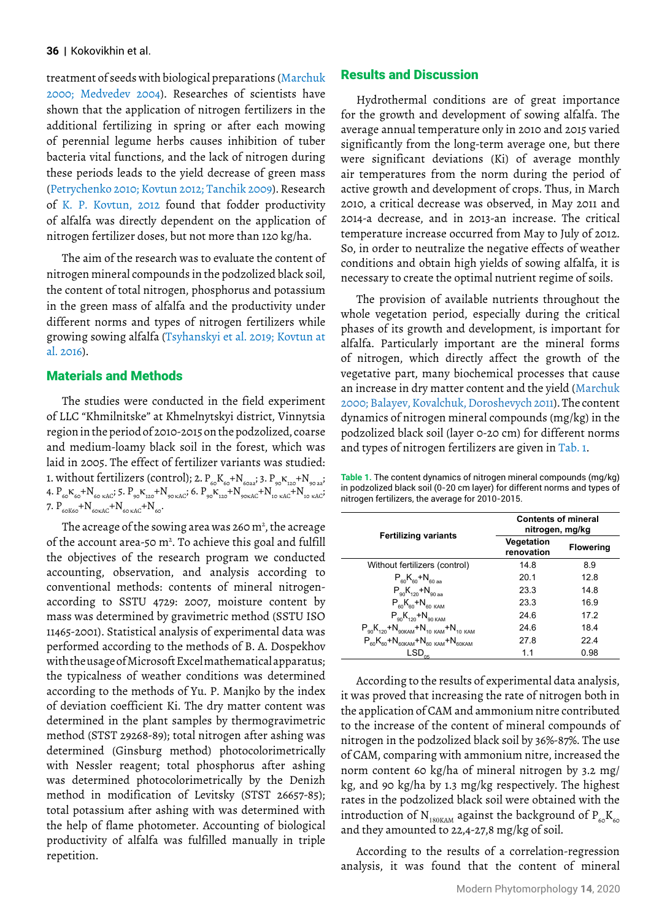treatment of seeds with biological preparations (Marchuk 2000; Medvedev 2004). Researches of scientists have shown that the application of nitrogen fertilizers in the additional fertilizing in spring or after each mowing of perennial legume herbs causes inhibition of tuber bacteria vital functions, and the lack of nitrogen during these periods leads to the yield decrease of green mass (Petrychenko 2010; Kovtun 2012; Tanchik 2009). Research of K. P. Kovtun, 2012 found that fodder productivity of alfalfa was directly dependent on the application of nitrogen fertilizer doses, but not more than 120 kg/ha.

The aim of the research was to evaluate the content of nitrogen mineral compounds in the podzolized black soil, the content of total nitrogen, phosphorus and potassium in the green mass of alfalfa and the productivity under different norms and types of nitrogen fertilizers while growing sowing alfalfa (Tsyhanskyi et al. 2019; Kovtun at al. 2016).

## Materials and Methods

The studies were conducted in the field experiment of LLC "Khmilnitske" at Khmelnytskyi district, Vinnytsia region in the period of 2010-2015 on the podzolized, coarse and medium-loamy black soil in the forest, which was laid in 2005. The effect of fertilizer variants was studied: 1. without fertilizers (control); 2. $P_{60}K_{60}+N_{60aa}$; 3. $P_{90}K_{120}+N_{90\ aa}$; 4. $P_{60}K_{60}+N_{60\ KAC}$; 5. $P_{90}K_{120}+N_{90\ KAC}$; 6. $P_{90}K_{120}+N_{90KAC}+N_{10\ KAC}+N_{10\ KAC}$; 7. $P_{60K60}+N_{60KAC}+N_{60\ KAC}+N_{60}$.

The acreage of the sowing area was 260 m², the acreage of the account area-50 m². To achieve this goal and fulfill the objectives of the research program we conducted accounting, observation, and analysis according to conventional methods: contents of mineral nitrogen-according to SSTU 4729: 2007, moisture content by mass was determined by gravimetric method (SSTU ISO 11465-2001). Statistical analysis of experimental data was performed according to the methods of B. A. Dospekhov with the usage of Microsoft Excel mathematical apparatus; the typicalness of weather conditions was determined according to the methods of Yu. P. Manjko by the index of deviation coefficient Ki. The dry matter content was determined in the plant samples by thermogravimetric method (STST 29268-89); total nitrogen after ashing was determined (Ginsburg method) photocolorimetrically with Nessler reagent; total phosphorus after ashing was determined photocolorimetrically by the Denizh method in modification of Levitsky (STST 26657-85); total potassium after ashing with was determined with the help of flame photometer. Accounting of biological productivity of alfalfa was fulfilled manually in triple repetition.

## Results and Discussion

Hydrothermal conditions are of great importance for the growth and development of sowing alfalfa. The average annual temperature only in 2010 and 2015 varied significantly from the long-term average one, but there were significant deviations (Ki) of average monthly air temperatures from the norm during the period of active growth and development of crops. Thus, in March 2010, a critical decrease was observed, in May 2011 and 2014-a decrease, and in 2013-an increase. The critical temperature increase occurred from May to July of 2012. So, in order to neutralize the negative effects of weather conditions and obtain high yields of sowing alfalfa, it is necessary to create the optimal nutrient regime of soils.

The provision of available nutrients throughout the whole vegetation period, especially during the critical phases of its growth and development, is important for alfalfa. Particularly important are the mineral forms of nitrogen, which directly affect the growth of the vegetative part, many biochemical processes that cause an increase in dry matter content and the yield (Marchuk 2000; Balayev, Kovalchuk, Doroshevych 2011). The content dynamics of nitrogen mineral compounds (mg/kg) in the podzolized black soil (layer 0-20 cm) for different norms and types of nitrogen fertilizers are given in Tab. 1.

**Table 1.** The content dynamics of nitrogen mineral compounds (mg/kg) in podzolized black soil (0-20 cm layer) for different norms and types of nitrogen fertilizers, the average for 2010-2015.

| Fertilizing variants | Contents of mineral nitrogen, mg/kg | |
|---|---|---|
| | Vegetation renovation | Flowering |
| Without fertilizers (control) | 14.8 | 8.9 |
| $P_{60}K_{60}+N_{60\ aa}$ | 20.1 | 12.8 |
| $P_{90}K_{120}+N_{90\ aa}$ | 23.3 | 14.8 |
| $P_{60}K_{60}+N_{60\ KAM}$ | 23.3 | 16.9 |
| $P_{90}K_{120}+N_{90\ KAM}$ | 24.6 | 17.2 |
| $P_{90}K_{120}+N_{90KAM}+N_{10\ KAM}+N_{10\ KAM}$ | 24.6 | 18.4 |
| $P_{60}K_{60}+N_{60KAM}+N_{60\ KAM}+N_{60KAM}$ | 27.8 | 22.4 |
| $LSD_{05}$ | 1.1 | 0.98 |

According to the results of experimental data analysis, it was proved that increasing the rate of nitrogen both in the application of CAM and ammonium nitre contributed to the increase of the content of mineral compounds of nitrogen in the podzolized black soil by 36%-87%. The use of CAM, comparing with ammonium nitre, increased the norm content 60 kg/ha of mineral nitrogen by 3.2 mg/kg, and 90 kg/ha by 1.3 mg/kg respectively. The highest rates in the podzolized black soil were obtained with the introduction of $N_{180KAM}$ against the background of $P_{60}K_{60}$ and they amounted to 22,4-27,8 mg/kg of soil.

According to the results of a correlation-regression analysis, it was found that the content of mineral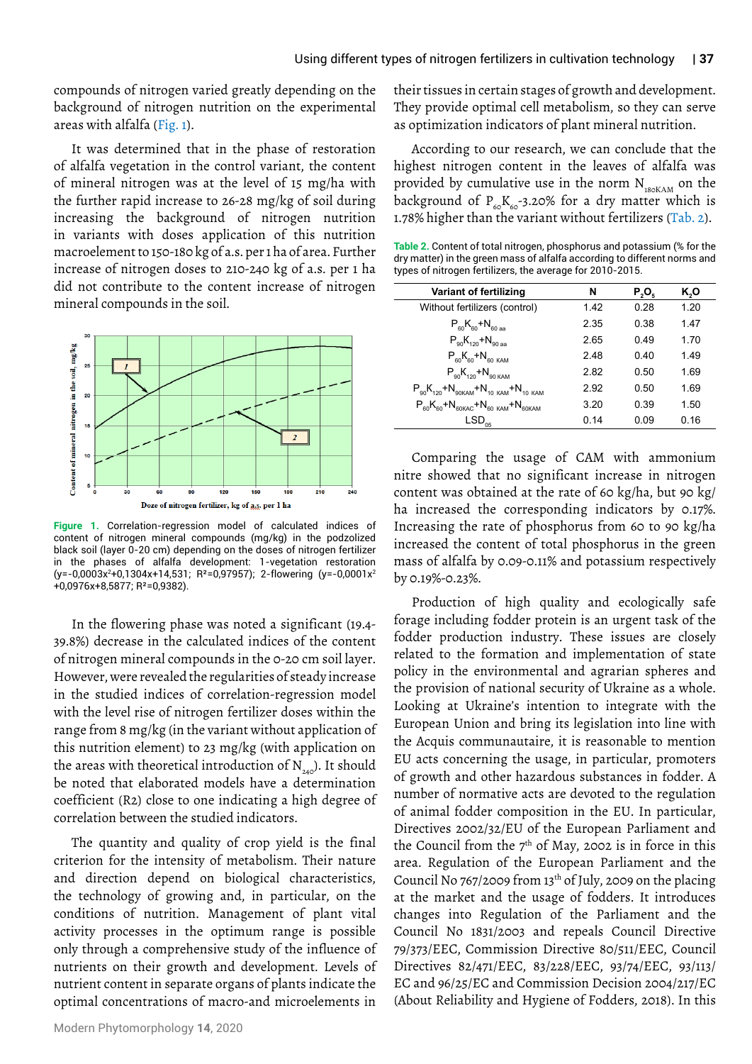compounds of nitrogen varied greatly depending on the background of nitrogen nutrition on the experimental areas with alfalfa (Fig. 1).

It was determined that in the phase of restoration of alfalfa vegetation in the control variant, the content of mineral nitrogen was at the level of 15 mg/ha with the further rapid increase to 26-28 mg/kg of soil during increasing the background of nitrogen nutrition in variants with doses application of this nutrition macroelement to 150-180 kg of a.s. per 1 ha of area. Further increase of nitrogen doses to 210-240 kg of a.s. per 1 ha did not contribute to the content increase of nitrogen mineral compounds in the soil.

**Figure 1.** Correlation-regression model of calculated indices of content of nitrogen mineral compounds (mg/kg) in the podzolized black soil (layer 0-20 cm) depending on the doses of nitrogen fertilizer in the phases of alfalfa development: 1-vegetation restoration ($y=-0,0003x^2+0,1304x+14,531$; $R^2=0,97957$); 2-flowering ($y=-0,0001x^2+0,0976x+8,5877$; $R^2=0,9382$).

In the flowering phase was noted a significant (19.4-39.8%) decrease in the calculated indices of the content of nitrogen mineral compounds in the 0-20 cm soil layer. However, were revealed the regularities of steady increase in the studied indices of correlation-regression model with the level rise of nitrogen fertilizer doses within the range from 8 mg/kg (in the variant without application of this nutrition element) to 23 mg/kg (with application on the areas with theoretical introduction of $N_{240}$). It should be noted that elaborated models have a determination coefficient (R2) close to one indicating a high degree of correlation between the studied indicators.

The quantity and quality of crop yield is the final criterion for the intensity of metabolism. Their nature and direction depend on biological characteristics, the technology of growing and, in particular, on the conditions of nutrition. Management of plant vital activity processes in the optimum range is possible only through a comprehensive study of the influence of nutrients on their growth and development. Levels of nutrient content in separate organs of plants indicate the optimal concentrations of macro-and microelements in their tissues in certain stages of growth and development. They provide optimal cell metabolism, so they can serve as optimization indicators of plant mineral nutrition.

According to our research, we can conclude that the highest nitrogen content in the leaves of alfalfa was provided by cumulative use in the norm $N_{180KAM}$ on the background of $P_{60}K_{60}$-3.20% for a dry matter which is 1.78% higher than the variant without fertilizers (Tab. 2).

**Table 2.** Content of total nitrogen, phosphorus and potassium (% for the dry matter) in the green mass of alfalfa according to different norms and types of nitrogen fertilizers, the average for 2010-2015.

| Variant of fertilizing | N | $P_2O_5$ | $K_2O$ |
|---|---|---|---|
| Without fertilizers (control) | 1.42 | 0.28 | 1.20 |
| $P_{60}K_{60}+N_{60\ aa}$ | 2.35 | 0.38 | 1.47 |
| $P_{90}K_{120}+N_{90\ aa}$ | 2.65 | 0.49 | 1.70 |
| $P_{60}K_{60}+N_{60\ KAM}$ | 2.48 | 0.40 | 1.49 |
| $P_{90}K_{120}+N_{90\ KAM}$ | 2.82 | 0.50 | 1.69 |
| $P_{90}K_{120}+N_{90KAM}+N_{10\ KAM}+N_{10\ KAM}$ | 2.92 | 0.50 | 1.69 |
| $P_{60}K_{60}+N_{60KAC}+N_{60\ KAM}+N_{60KAM}$ | 3.20 | 0.39 | 1.50 |
| $LSD_{05}$ | 0.14 | 0.09 | 0.16 |

Comparing the usage of CAM with ammonium nitre showed that no significant increase in nitrogen content was obtained at the rate of 60 kg/ha, but 90 kg/ha increased the corresponding indicators by 0.17%. Increasing the rate of phosphorus from 60 to 90 kg/ha increased the content of total phosphorus in the green mass of alfalfa by 0.09-0.11% and potassium respectively by 0.19%-0.23%.

Production of high quality and ecologically safe forage including fodder protein is an urgent task of the fodder production industry. These issues are closely related to the formation and implementation of state policy in the environmental and agrarian spheres and the provision of national security of Ukraine as a whole. Looking at Ukraine's intention to integrate with the European Union and bring its legislation into line with the Acquis communautaire, it is reasonable to mention EU acts concerning the usage, in particular, promoters of growth and other hazardous substances in fodder. A number of normative acts are devoted to the regulation of animal fodder composition in the EU. In particular, Directives 2002/32/EU of the European Parliament and the Council from the 7th of May, 2002 is in force in this area. Regulation of the European Parliament and the Council No 767/2009 from 13th of July, 2009 on the placing at the market and the usage of fodders. It introduces changes into Regulation of the Parliament and the Council No 1831/2003 and repeals Council Directive 79/373/EEC, Commission Directive 80/511/EEC, Council Directives 82/471/EEC, 83/228/EEC, 93/74/EEC, 93/113/EC and 96/25/EC and Commission Decision 2004/217/EC (About Reliability and Hygiene of Fodders, 2018). In this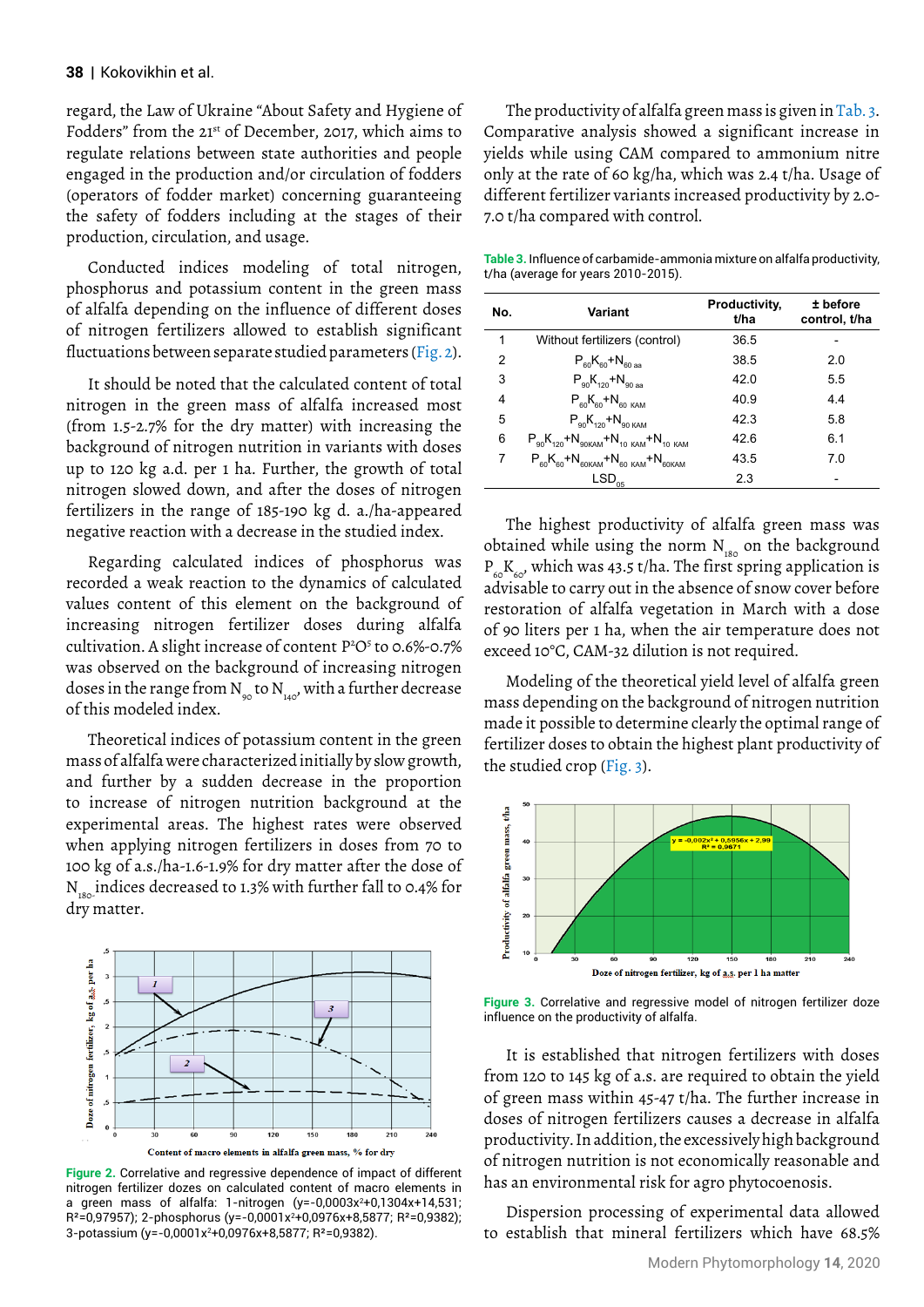regard, the Law of Ukraine "About Safety and Hygiene of Fodders" from the 21[st] of December, 2017, which aims to regulate relations between state authorities and people engaged in the production and/or circulation of fodders (operators of fodder market) concerning guaranteeing the safety of fodders including at the stages of their production, circulation, and usage.

Conducted indices modeling of total nitrogen, phosphorus and potassium content in the green mass of alfalfa depending on the influence of different doses of nitrogen fertilizers allowed to establish significant fluctuations between separate studied parameters (Fig. 2).

It should be noted that the calculated content of total nitrogen in the green mass of alfalfa increased most (from 1.5-2.7% for the dry matter) with increasing the background of nitrogen nutrition in variants with doses up to 120 kg a.d. per 1 ha. Further, the growth of total nitrogen slowed down, and after the doses of nitrogen fertilizers in the range of 185-190 kg d. a./ha-appeared negative reaction with a decrease in the studied index.

Regarding calculated indices of phosphorus was recorded a weak reaction to the dynamics of calculated values content of this element on the background of increasing nitrogen fertilizer doses during alfalfa cultivation. A slight increase of content $P^2O^5$ to 0.6%-0.7% was observed on the background of increasing nitrogen doses in the range from $N_{90}$ to $N_{140}$, with a further decrease of this modeled index.

Theoretical indices of potassium content in the green mass of alfalfa were characterized initially by slow growth, and further by a sudden decrease in the proportion to increase of nitrogen nutrition background at the experimental areas. The highest rates were observed when applying nitrogen fertilizers in doses from 70 to 100 kg of a.s./ha-1.6-1.9% for dry matter after the dose of $N_{180}$ indices decreased to 1.3% with further fall to 0.4% for dry matter.

Figure 2. Correlative and regressive dependence of impact of different nitrogen fertilizer dozes on calculated content of macro elements in a green mass of alfalfa: 1-nitrogen ($y=-0{,}0003x^2+0{,}1304x+14{,}531$; $R^2=0{,}97957$); 2-phosphorus ($y=-0{,}0001x^2+0{,}0976x+8{,}5877$; $R^2=0{,}9382$); 3-potassium ($y=-0{,}0001x^2+0{,}0976x+8{,}5877$; $R^2=0{,}9382$).

The productivity of alfalfa green mass is given in Tab. 3. Comparative analysis showed a significant increase in yields while using CAM compared to ammonium nitre only at the rate of 60 kg/ha, which was 2.4 t/ha. Usage of different fertilizer variants increased productivity by 2.0-7.0 t/ha compared with control.

**Table 3.** Influence of carbamide-ammonia mixture on alfalfa productivity, t/ha (average for years 2010-2015).

| No. | Variant | Productivity, t/ha | ± before control, t/ha |
|---|---|---|---|
| 1 | Without fertilizers (control) | 36.5 | - |
| 2 | $P_{60}K_{60}+N_{60\ aa}$ | 38.5 | 2.0 |
| 3 | $P_{90}K_{120}+N_{90\ aa}$ | 42.0 | 5.5 |
| 4 | $P_{60}K_{60}+N_{60\ KAM}$ | 40.9 | 4.4 |
| 5 | $P_{90}K_{120}+N_{90\ KAM}$ | 42.3 | 5.8 |
| 6 | $P_{90}K_{120}+N_{90KAM}+N_{10\ KAM}+N_{10\ KAM}$ | 42.6 | 6.1 |
| 7 | $P_{60}K_{60}+N_{60KAM}+N_{60\ KAM}+N_{60KAM}$ | 43.5 | 7.0 |
| | $LSD_{05}$ | 2.3 | - |

The highest productivity of alfalfa green mass was obtained while using the norm $N_{180}$ on the background $P_{60}K_{60}$, which was 43.5 t/ha. The first spring application is advisable to carry out in the absence of snow cover before restoration of alfalfa vegetation in March with a dose of 90 liters per 1 ha, when the air temperature does not exceed 10°C, CAM-32 dilution is not required.

Modeling of the theoretical yield level of alfalfa green mass depending on the background of nitrogen nutrition made it possible to determine clearly the optimal range of fertilizer doses to obtain the highest plant productivity of the studied crop (Fig. 3).

Figure 3. Correlative and regressive model of nitrogen fertilizer doze influence on the productivity of alfalfa.

It is established that nitrogen fertilizers with doses from 120 to 145 kg of a.s. are required to obtain the yield of green mass within 45-47 t/ha. The further increase in doses of nitrogen fertilizers causes a decrease in alfalfa productivity. In addition, the excessively high background of nitrogen nutrition is not economically reasonable and has an environmental risk for agro phytocoenosis.

Dispersion processing of experimental data allowed to establish that mineral fertilizers which have 68.5%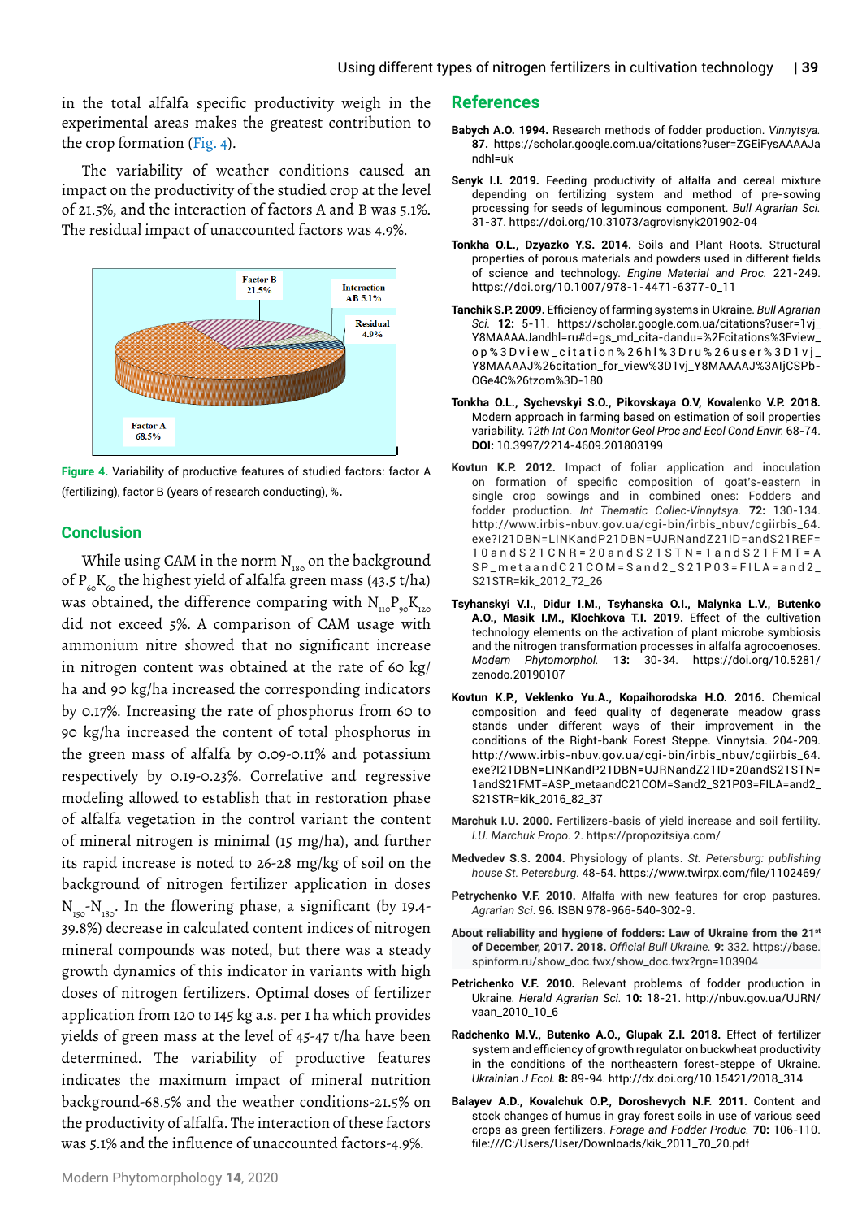in the total alfalfa specific productivity weigh in the experimental areas makes the greatest contribution to the crop formation (Fig. 4).

The variability of weather conditions caused an impact on the productivity of the studied crop at the level of 21.5%, and the interaction of factors A and B was 5.1%. The residual impact of unaccounted factors was 4.9%.

Factor B
21.5%

Interaction
AB 5.1%

Residual
4.9%

Factor A
68.5%

**Figure 4.** Variability of productive features of studied factors: factor A (fertilizing), factor B (years of research conducting), %.

## Conclusion

While using CAM in the norm $N_{180}$ on the background of $P_{60}K_{60}$ the highest yield of alfalfa green mass (43.5 t/ha) was obtained, the difference comparing with $N_{110}P_{90}K_{120}$ did not exceed 5%. A comparison of CAM usage with ammonium nitre showed that no significant increase in nitrogen content was obtained at the rate of 60 kg/ha and 90 kg/ha increased the corresponding indicators by 0.17%. Increasing the rate of phosphorus from 60 to 90 kg/ha increased the content of total phosphorus in the green mass of alfalfa by 0.09-0.11% and potassium respectively by 0.19-0.23%. Correlative and regressive modeling allowed to establish that in restoration phase of alfalfa vegetation in the control variant the content of mineral nitrogen is minimal (15 mg/ha), and further its rapid increase is noted to 26-28 mg/kg of soil on the background of nitrogen fertilizer application in doses $N_{150}$-$N_{180}$. In the flowering phase, a significant (by 19.4-39.8%) decrease in calculated content indices of nitrogen mineral compounds was noted, but there was a steady growth dynamics of this indicator in variants with high doses of nitrogen fertilizers. Optimal doses of fertilizer application from 120 to 145 kg a.s. per 1 ha which provides yields of green mass at the level of 45-47 t/ha have been determined. The variability of productive features indicates the maximum impact of mineral nutrition background-68.5% and the weather conditions-21.5% on the productivity of alfalfa. The interaction of these factors was 5.1% and the influence of unaccounted factors-4.9%.

## References

**Babych A.O. 1994.** Research methods of fodder production. *Vinnytsya.* **87.** https://scholar.google.com.ua/citations?user=ZGEiFysAAAAJandhl=uk

**Senyk I.I. 2019.** Feeding productivity of alfalfa and cereal mixture depending on fertilizing system and method of pre-sowing processing for seeds of leguminous component. *Bull Agrarian Sci.* 31-37. https://doi.org/10.31073/agrovisnyk201902-04

**Tonkha O.L., Dzyazko Y.S. 2014.** Soils and Plant Roots. Structural properties of porous materials and powders used in different fields of science and technology. *Engine Material and Proc.* 221-249. https://doi.org/10.1007/978-1-4471-6377-0_11

**Tanchik S.P. 2009.** Efficiency of farming systems in Ukraine. *Bull Agrarian Sci.* **12:** 5-11. https://scholar.google.com.ua/citations?user=1vj_Y8MAAAAJandhl=ru#d=gs_md_cita-dandu=%2Fcitations%3Fview_op%3Dview_citation%26hl%3Dru%26user%3D1vj_Y8MAAAAJ%26citation_for_view%3D1vj_Y8MAAAAJ%3AIjCSPb-OGe4C%26tzom%3D-180

**Tonkha O.L., Sychevskyi S.O., Pikovskaya O.V, Kovalenko V.P. 2018.** Modern approach in farming based on estimation of soil properties variability. *12th Int Con Monitor Geol Proc and Ecol Cond Envir.* 68-74. **DOI:** 10.3997/2214-4609.201803199

**Kovtun K.P. 2012.** Impact of foliar application and inoculation on formation of specific composition of goat's-eastern in single crop sowings and in combined ones: Fodders and fodder production. *Int Thematic Collec-Vinnytsya.* **72:** 130-134. http://www.irbis-nbuv.gov.ua/cgi-bin/irbis_nbuv/cgiirbis_64.exe?I21DBN=LINKandP21DBN=UJRNandZ21ID=andS21REF=10andS21CNR=20andS21STN=1andS21FMT=ASP_metaandC21COM=Sand2_S21P03=FILA=and2_S21STR=kik_2012_72_26

**Tsyhanskyi V.I., Didur I.M., Tsyhanska O.I., Malynka L.V., Butenko A.O., Masik I.M., Klochkova T.I. 2019.** Effect of the cultivation technology elements on the activation of plant microbe symbiosis and the nitrogen transformation processes in alfalfa agrocoenoses. *Modern Phytomorphol.* **13:** 30-34. https://doi.org/10.5281/zenodo.20190107

**Kovtun K.P., Veklenko Yu.A., Kopaihorodska H.O. 2016.** Chemical composition and feed quality of degenerate meadow grass stands under different ways of their improvement in the conditions of the Right-bank Forest Steppe. Vinnytsia. 204-209. http://www.irbis-nbuv.gov.ua/cgi-bin/irbis_nbuv/cgiirbis_64.exe?I21DBN=LINKandP21DBN=UJRNandZ21ID=20andS21STN=1andS21FMT=ASP_metaandC21COM=Sand2_S21P03=FILA=and2_S21STR=kik_2016_82_37

**Marchuk I.U. 2000.** Fertilizers-basis of yield increase and soil fertility. *I.U. Marchuk Propo.* 2. https://propozitsiya.com/

**Medvedev S.S. 2004.** Physiology of plants. *St. Petersburg: publishing house St. Petersburg.* 48-54. https://www.twirpx.com/file/1102469/

**Petrychenko V.F. 2010.** Alfalfa with new features for crop pastures. *Agrarian Sci*. 96. ISBN 978-966-540-302-9.

**About reliability and hygiene of fodders: Law of Ukraine from the 21st of December, 2017. 2018.** *Official Bull Ukraine.* **9:** 332. https://base.spinform.ru/show_doc.fwx/show_doc.fwx?rgn=103904

**Petrichenko V.F. 2010.** Relevant problems of fodder production in Ukraine. *Herald Agrarian Sci.* **10:** 18-21. http://nbuv.gov.ua/UJRN/vaan_2010_10_6

**Radchenko M.V., Butenko A.O., Glupak Z.I. 2018.** Effect of fertilizer system and efficiency of growth regulator on buckwheat productivity in the conditions of the northeastern forest-steppe of Ukraine. *Ukrainian J Ecol.* **8:** 89-94. http://dx.doi.org/10.15421/2018_314

**Balayev A.D., Kovalchuk O.P., Doroshevych N.F. 2011.** Content and stock changes of humus in gray forest soils in use of various seed crops as green fertilizers. *Forage and Fodder Produc.* **70:** 106-110. file:///C:/Users/User/Downloads/kik_2011_70_20.pdf